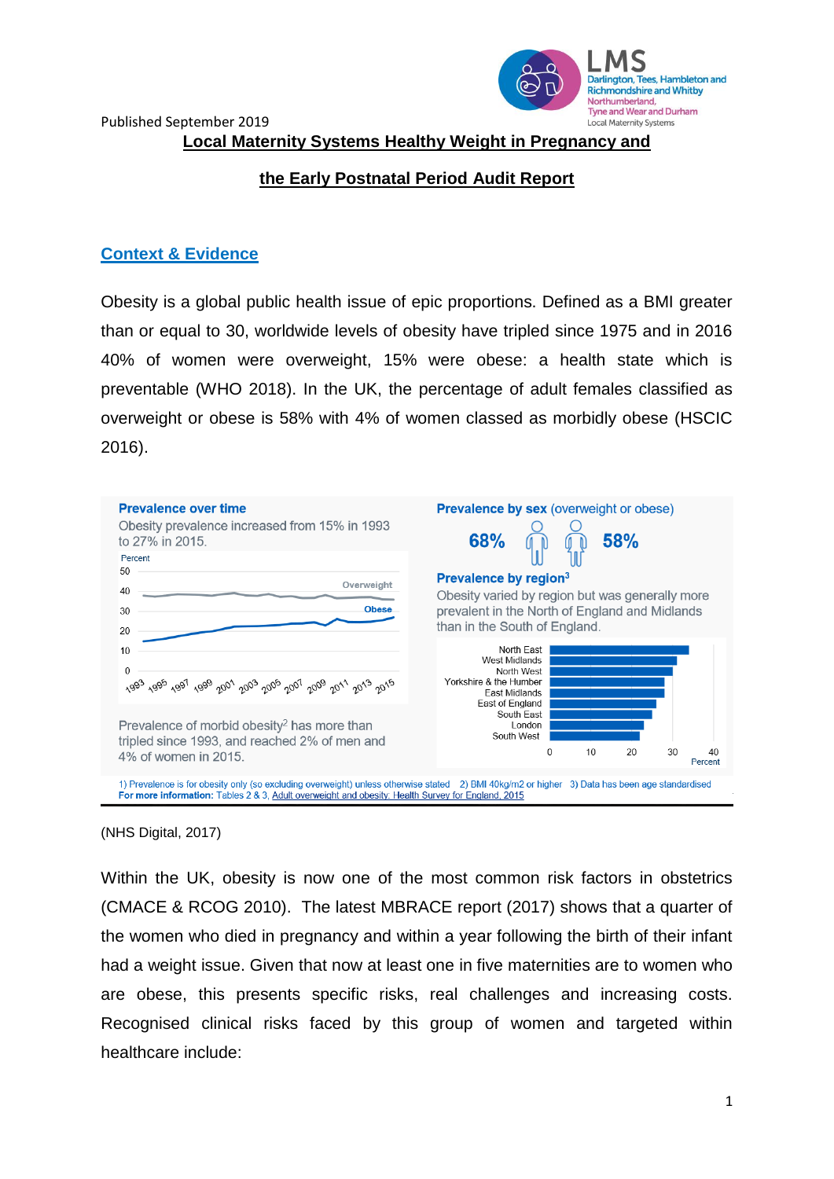Published September 2019

# Local Maternity Systems Healthy Weight in Pregnancy and the Early Postnatal Period Audit Report

## Context & Evidence

Obesity is a global public health issue of epic proportions. Defined as a BMI greater than or equal to 30, worldwide levels of obesity have tripled since 1975 and in 2016 40% of women were overweight, 15% were obese: a health state which is preventable (WHO 2018). In the UK, the percentage of adult females classified as overweight or obese is 58% with 4% of women classed as morbidly obese (HSCIC 2016).

**Prevalence over time**

Obesity prevalence increased from 15% in 1993 to 27% in 2015.

Prevalence of morbid obesity[2] has more than tripled since 1993, and reached 2% of men and 4% of women in 2015.

**Prevalence by sex** (overweight or obese)

68% (men) 58% (women)

**Prevalence by region**[3]

Obesity varied by region but was generally more prevalent in the North of England and Midlands than in the South of England.

1) Prevalence is for obesity only (so excluding overweight) unless otherwise stated 2) BMI 40kg/m2 or higher 3) Data has been age standardised
**For more information:** Tables 2 & 3, Adult overweight and obesity. Health Survey for England, 2015

(NHS Digital, 2017)

Within the UK, obesity is now one of the most common risk factors in obstetrics (CMACE & RCOG 2010). The latest MBRACE report (2017) shows that a quarter of the women who died in pregnancy and within a year following the birth of their infant had a weight issue. Given that now at least one in five maternities are to women who are obese, this presents specific risks, real challenges and increasing costs. Recognised clinical risks faced by this group of women and targeted within healthcare include: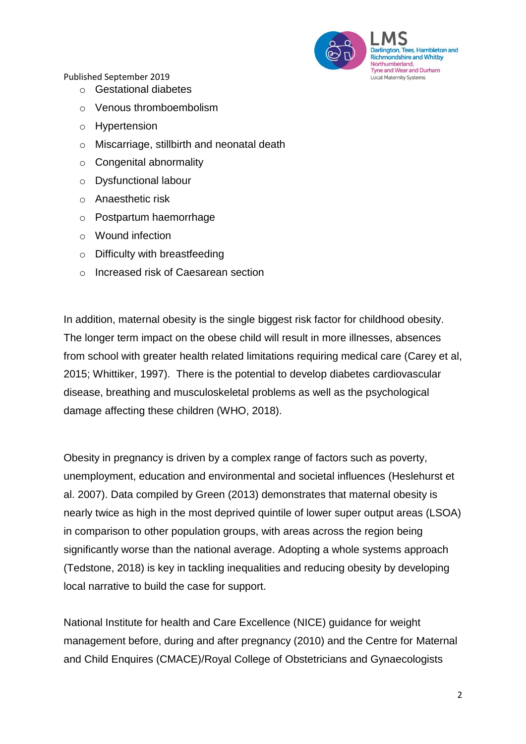- Gestational diabetes
- Venous thromboembolism
- Hypertension
- Miscarriage, stillbirth and neonatal death
- Congenital abnormality
- Dysfunctional labour
- Anaesthetic risk
- Postpartum haemorrhage
- Wound infection
- Difficulty with breastfeeding
- Increased risk of Caesarean section

In addition, maternal obesity is the single biggest risk factor for childhood obesity. The longer term impact on the obese child will result in more illnesses, absences from school with greater health related limitations requiring medical care (Carey et al, 2015; Whittiker, 1997). There is the potential to develop diabetes cardiovascular disease, breathing and musculoskeletal problems as well as the psychological damage affecting these children (WHO, 2018).

Obesity in pregnancy is driven by a complex range of factors such as poverty, unemployment, education and environmental and societal influences (Heslehurst et al. 2007). Data compiled by Green (2013) demonstrates that maternal obesity is nearly twice as high in the most deprived quintile of lower super output areas (LSOA) in comparison to other population groups, with areas across the region being significantly worse than the national average. Adopting a whole systems approach (Tedstone, 2018) is key in tackling inequalities and reducing obesity by developing local narrative to build the case for support.

National Institute for health and Care Excellence (NICE) guidance for weight management before, during and after pregnancy (2010) and the Centre for Maternal and Child Enquires (CMACE)/Royal College of Obstetricians and Gynaecologists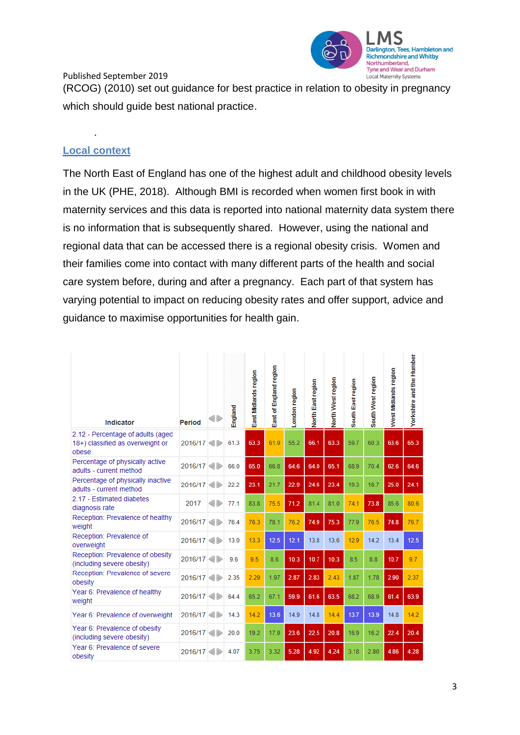(RCOG) (2010) set out guidance for best practice in relation to obesity in pregnancy which should guide best national practice.

.

## Local context

The North East of England has one of the highest adult and childhood obesity levels in the UK (PHE, 2018). Although BMI is recorded when women first book in with maternity services and this data is reported into national maternity data system there is no information that is subsequently shared. However, using the national and regional data that can be accessed there is a regional obesity crisis. Women and their families come into contact with many different parts of the health and social care system before, during and after a pregnancy. Each part of that system has varying potential to impact on reducing obesity rates and offer support, advice and guidance to maximise opportunities for health gain.

| Indicator | Period | England | East Midlands region | East of England region | London region | North East region | North West region | South East region | South West region | West Midlands region | Yorkshire and the Humber |
|---|---|---|---|---|---|---|---|---|---|---|---|
| 2.12 - Percentage of adults (aged 18+) classified as overweight or obese | 2016/17 | 61.3 | 63.3 | 61.9 | 55.2 | 66.1 | 63.3 | 59.7 | 60.3 | 63.6 | 65.3 |
| Percentage of physically active adults - current method | 2016/17 | 66.0 | 65.0 | 66.8 | 64.6 | 64.0 | 65.1 | 68.9 | 70.4 | 62.6 | 64.6 |
| Percentage of physically inactive adults - current method | 2016/17 | 22.2 | 23.1 | 21.7 | 22.9 | 24.6 | 23.4 | 19.3 | 18.7 | 25.0 | 24.1 |
| 2.17 - Estimated diabetes diagnosis rate | 2017 | 77.1 | 83.8 | 75.5 | 71.2 | 81.4 | 81.0 | 74.1 | 73.8 | 85.6 | 80.6 |
| Reception: Prevalence of healthy weight | 2016/17 | 76.4 | 76.3 | 78.1 | 76.2 | 74.9 | 75.3 | 77.9 | 76.5 | 74.8 | 76.7 |
| Reception: Prevalence of overweight | 2016/17 | 13.0 | 13.3 | 12.5 | 12.1 | 13.8 | 13.6 | 12.9 | 14.2 | 13.4 | 12.5 |
| Reception: Prevalence of obesity (including severe obesity) | 2016/17 | 9.6 | 9.5 | 8.6 | 10.3 | 10.7 | 10.3 | 8.5 | 8.8 | 10.7 | 9.7 |
| Reception: Prevalence of severe obesity | 2016/17 | 2.35 | 2.29 | 1.97 | 2.87 | 2.83 | 2.43 | 1.87 | 1.78 | 2.90 | 2.37 |
| Year 6: Prevalence of healthy weight | 2016/17 | 64.4 | 65.2 | 67.1 | 59.9 | 61.6 | 63.5 | 68.2 | 68.9 | 61.4 | 63.9 |
| Year 6: Prevalence of overweight | 2016/17 | 14.3 | 14.2 | 13.6 | 14.9 | 14.8 | 14.4 | 13.7 | 13.9 | 14.8 | 14.2 |
| Year 6: Prevalence of obesity (including severe obesity) | 2016/17 | 20.0 | 19.2 | 17.9 | 23.6 | 22.5 | 20.8 | 16.9 | 16.2 | 22.4 | 20.4 |
| Year 6: Prevalence of severe obesity | 2016/17 | 4.07 | 3.75 | 3.32 | 5.28 | 4.92 | 4.24 | 3.18 | 2.80 | 4.86 | 4.28 |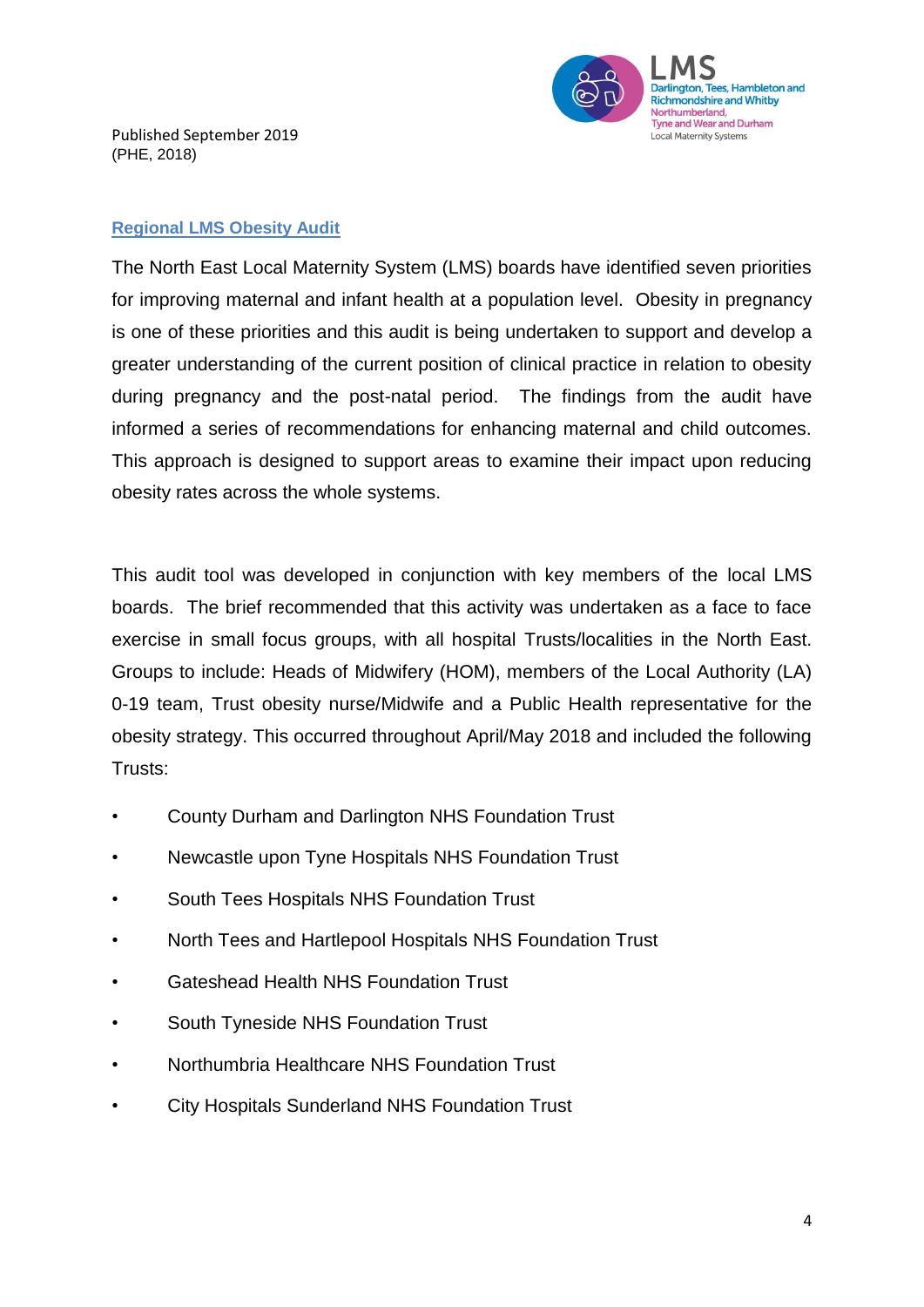Published September 2019
(PHE, 2018)

## Regional LMS Obesity Audit

The North East Local Maternity System (LMS) boards have identified seven priorities for improving maternal and infant health at a population level. Obesity in pregnancy is one of these priorities and this audit is being undertaken to support and develop a greater understanding of the current position of clinical practice in relation to obesity during pregnancy and the post-natal period. The findings from the audit have informed a series of recommendations for enhancing maternal and child outcomes. This approach is designed to support areas to examine their impact upon reducing obesity rates across the whole systems.

This audit tool was developed in conjunction with key members of the local LMS boards. The brief recommended that this activity was undertaken as a face to face exercise in small focus groups, with all hospital Trusts/localities in the North East. Groups to include: Heads of Midwifery (HOM), members of the Local Authority (LA) 0-19 team, Trust obesity nurse/Midwife and a Public Health representative for the obesity strategy. This occurred throughout April/May 2018 and included the following Trusts:

- County Durham and Darlington NHS Foundation Trust
- Newcastle upon Tyne Hospitals NHS Foundation Trust
- South Tees Hospitals NHS Foundation Trust
- North Tees and Hartlepool Hospitals NHS Foundation Trust
- Gateshead Health NHS Foundation Trust
- South Tyneside NHS Foundation Trust
- Northumbria Healthcare NHS Foundation Trust
- City Hospitals Sunderland NHS Foundation Trust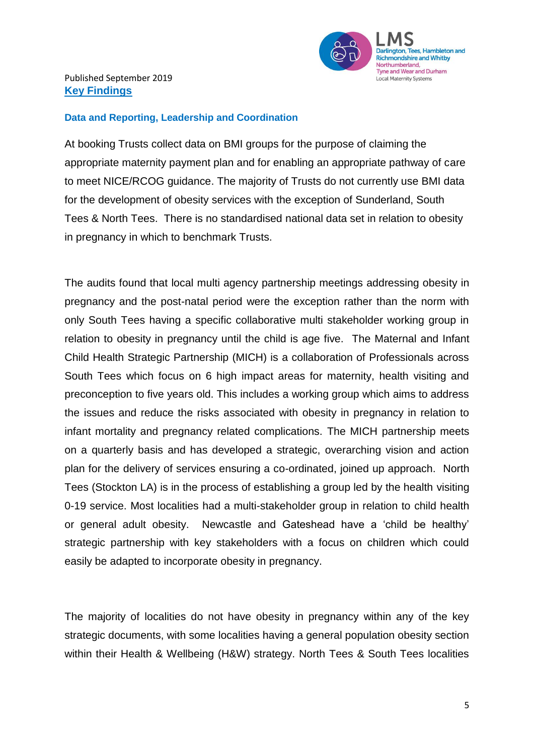Published September 2019

## Key Findings

### Data and Reporting, Leadership and Coordination

At booking Trusts collect data on BMI groups for the purpose of claiming the appropriate maternity payment plan and for enabling an appropriate pathway of care to meet NICE/RCOG guidance. The majority of Trusts do not currently use BMI data for the development of obesity services with the exception of Sunderland, South Tees & North Tees. There is no standardised national data set in relation to obesity in pregnancy in which to benchmark Trusts.

The audits found that local multi agency partnership meetings addressing obesity in pregnancy and the post-natal period were the exception rather than the norm with only South Tees having a specific collaborative multi stakeholder working group in relation to obesity in pregnancy until the child is age five. The Maternal and Infant Child Health Strategic Partnership (MICH) is a collaboration of Professionals across South Tees which focus on 6 high impact areas for maternity, health visiting and preconception to five years old. This includes a working group which aims to address the issues and reduce the risks associated with obesity in pregnancy in relation to infant mortality and pregnancy related complications. The MICH partnership meets on a quarterly basis and has developed a strategic, overarching vision and action plan for the delivery of services ensuring a co-ordinated, joined up approach. North Tees (Stockton LA) is in the process of establishing a group led by the health visiting 0-19 service. Most localities had a multi-stakeholder group in relation to child health or general adult obesity. Newcastle and Gateshead have a 'child be healthy' strategic partnership with key stakeholders with a focus on children which could easily be adapted to incorporate obesity in pregnancy.

The majority of localities do not have obesity in pregnancy within any of the key strategic documents, with some localities having a general population obesity section within their Health & Wellbeing (H&W) strategy. North Tees & South Tees localities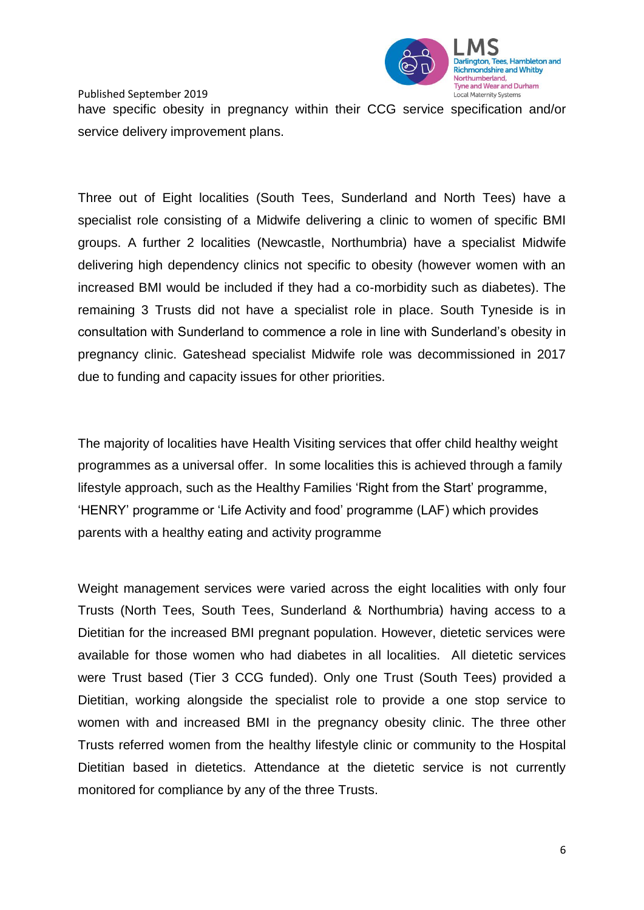have specific obesity in pregnancy within their CCG service specification and/or service delivery improvement plans.

Three out of Eight localities (South Tees, Sunderland and North Tees) have a specialist role consisting of a Midwife delivering a clinic to women of specific BMI groups. A further 2 localities (Newcastle, Northumbria) have a specialist Midwife delivering high dependency clinics not specific to obesity (however women with an increased BMI would be included if they had a co-morbidity such as diabetes). The remaining 3 Trusts did not have a specialist role in place. South Tyneside is in consultation with Sunderland to commence a role in line with Sunderland's obesity in pregnancy clinic. Gateshead specialist Midwife role was decommissioned in 2017 due to funding and capacity issues for other priorities.

The majority of localities have Health Visiting services that offer child healthy weight programmes as a universal offer. In some localities this is achieved through a family lifestyle approach, such as the Healthy Families 'Right from the Start' programme, 'HENRY' programme or 'Life Activity and food' programme (LAF) which provides parents with a healthy eating and activity programme

Weight management services were varied across the eight localities with only four Trusts (North Tees, South Tees, Sunderland & Northumbria) having access to a Dietitian for the increased BMI pregnant population. However, dietetic services were available for those women who had diabetes in all localities. All dietetic services were Trust based (Tier 3 CCG funded). Only one Trust (South Tees) provided a Dietitian, working alongside the specialist role to provide a one stop service to women with and increased BMI in the pregnancy obesity clinic. The three other Trusts referred women from the healthy lifestyle clinic or community to the Hospital Dietitian based in dietetics. Attendance at the dietetic service is not currently monitored for compliance by any of the three Trusts.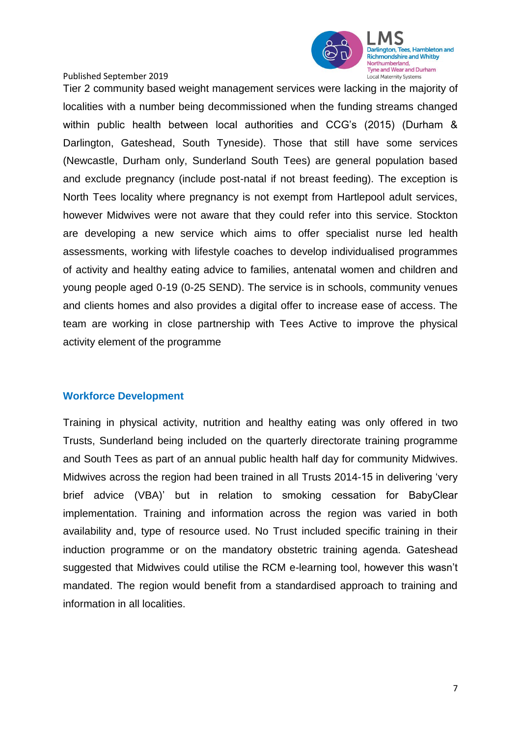Tier 2 community based weight management services were lacking in the majority of localities with a number being decommissioned when the funding streams changed within public health between local authorities and CCG's (2015) (Durham & Darlington, Gateshead, South Tyneside). Those that still have some services (Newcastle, Durham only, Sunderland South Tees) are general population based and exclude pregnancy (include post-natal if not breast feeding). The exception is North Tees locality where pregnancy is not exempt from Hartlepool adult services, however Midwives were not aware that they could refer into this service. Stockton are developing a new service which aims to offer specialist nurse led health assessments, working with lifestyle coaches to develop individualised programmes of activity and healthy eating advice to families, antenatal women and children and young people aged 0-19 (0-25 SEND). The service is in schools, community venues and clients homes and also provides a digital offer to increase ease of access. The team are working in close partnership with Tees Active to improve the physical activity element of the programme

## Workforce Development

Training in physical activity, nutrition and healthy eating was only offered in two Trusts, Sunderland being included on the quarterly directorate training programme and South Tees as part of an annual public health half day for community Midwives. Midwives across the region had been trained in all Trusts 2014-15 in delivering 'very brief advice (VBA)' but in relation to smoking cessation for BabyClear implementation. Training and information across the region was varied in both availability and, type of resource used. No Trust included specific training in their induction programme or on the mandatory obstetric training agenda. Gateshead suggested that Midwives could utilise the RCM e-learning tool, however this wasn't mandated. The region would benefit from a standardised approach to training and information in all localities.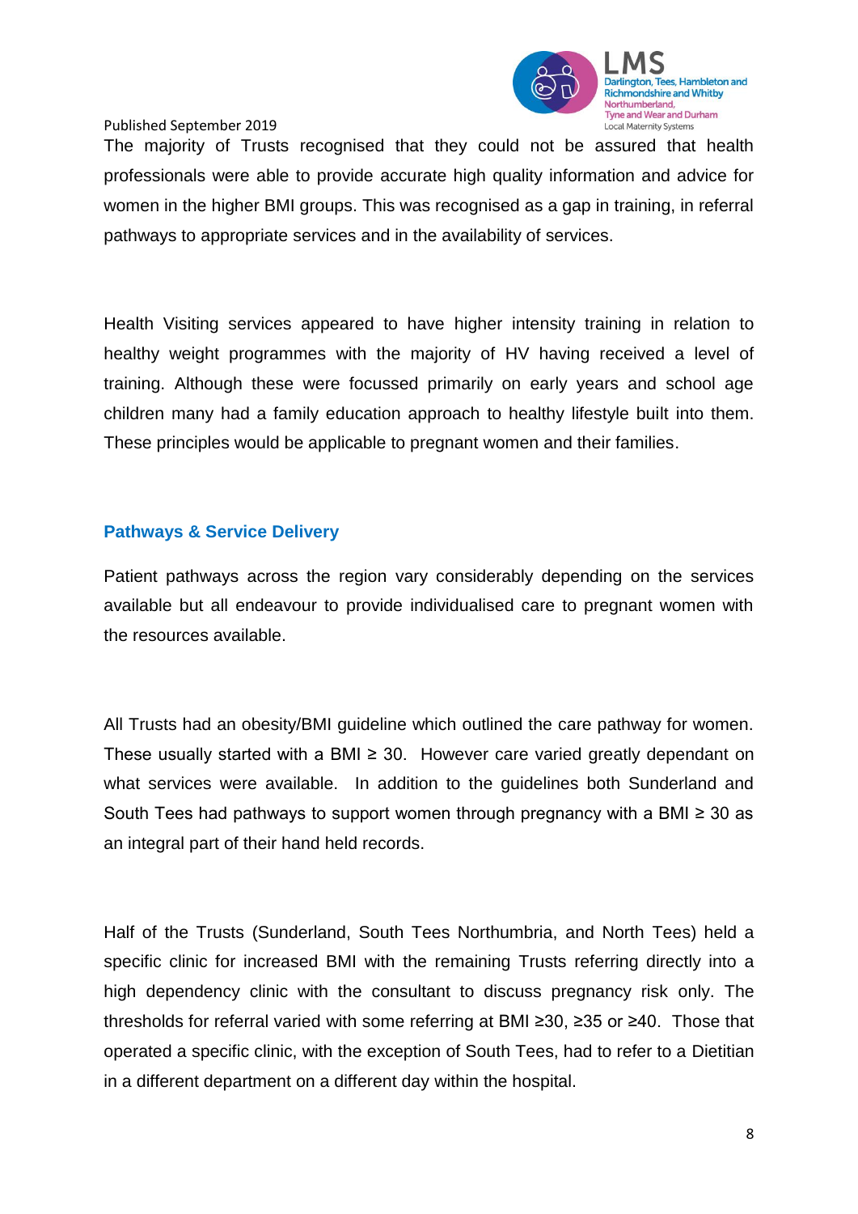The majority of Trusts recognised that they could not be assured that health professionals were able to provide accurate high quality information and advice for women in the higher BMI groups. This was recognised as a gap in training, in referral pathways to appropriate services and in the availability of services.

Health Visiting services appeared to have higher intensity training in relation to healthy weight programmes with the majority of HV having received a level of training. Although these were focussed primarily on early years and school age children many had a family education approach to healthy lifestyle built into them. These principles would be applicable to pregnant women and their families.

## Pathways & Service Delivery

Patient pathways across the region vary considerably depending on the services available but all endeavour to provide individualised care to pregnant women with the resources available.

All Trusts had an obesity/BMI guideline which outlined the care pathway for women. These usually started with a BMI $\geq$ 30. However care varied greatly dependant on what services were available. In addition to the guidelines both Sunderland and South Tees had pathways to support women through pregnancy with a BMI $\geq$ 30 as an integral part of their hand held records.

Half of the Trusts (Sunderland, South Tees Northumbria, and North Tees) held a specific clinic for increased BMI with the remaining Trusts referring directly into a high dependency clinic with the consultant to discuss pregnancy risk only. The thresholds for referral varied with some referring at BMI $\geq$30, $\geq$35 or $\geq$40. Those that operated a specific clinic, with the exception of South Tees, had to refer to a Dietitian in a different department on a different day within the hospital.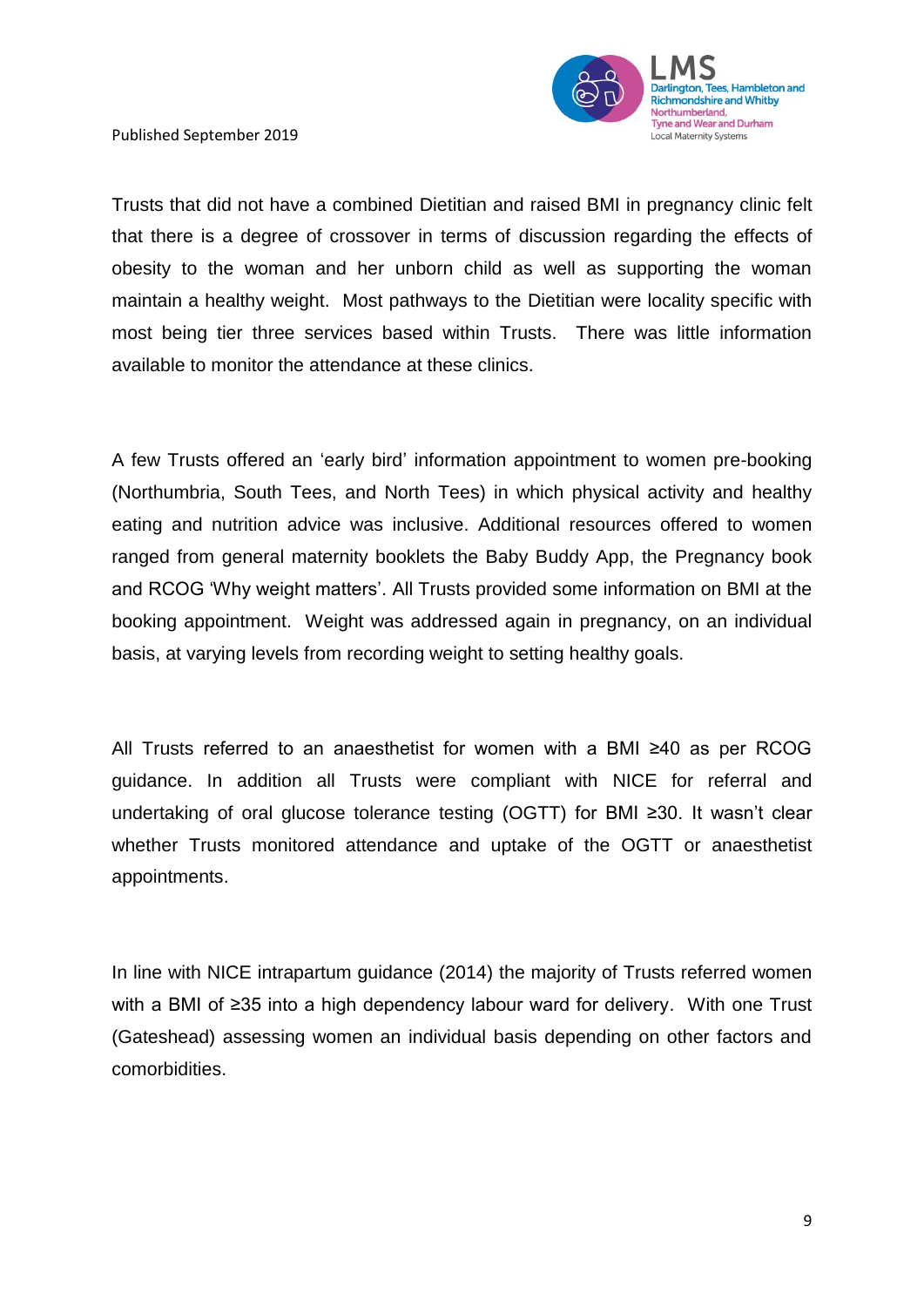Trusts that did not have a combined Dietitian and raised BMI in pregnancy clinic felt that there is a degree of crossover in terms of discussion regarding the effects of obesity to the woman and her unborn child as well as supporting the woman maintain a healthy weight. Most pathways to the Dietitian were locality specific with most being tier three services based within Trusts. There was little information available to monitor the attendance at these clinics.

A few Trusts offered an 'early bird' information appointment to women pre-booking (Northumbria, South Tees, and North Tees) in which physical activity and healthy eating and nutrition advice was inclusive. Additional resources offered to women ranged from general maternity booklets the Baby Buddy App, the Pregnancy book and RCOG 'Why weight matters'. All Trusts provided some information on BMI at the booking appointment. Weight was addressed again in pregnancy, on an individual basis, at varying levels from recording weight to setting healthy goals.

All Trusts referred to an anaesthetist for women with a BMI ≥40 as per RCOG guidance. In addition all Trusts were compliant with NICE for referral and undertaking of oral glucose tolerance testing (OGTT) for BMI ≥30. It wasn't clear whether Trusts monitored attendance and uptake of the OGTT or anaesthetist appointments.

In line with NICE intrapartum guidance (2014) the majority of Trusts referred women with a BMI of ≥35 into a high dependency labour ward for delivery. With one Trust (Gateshead) assessing women an individual basis depending on other factors and comorbidities.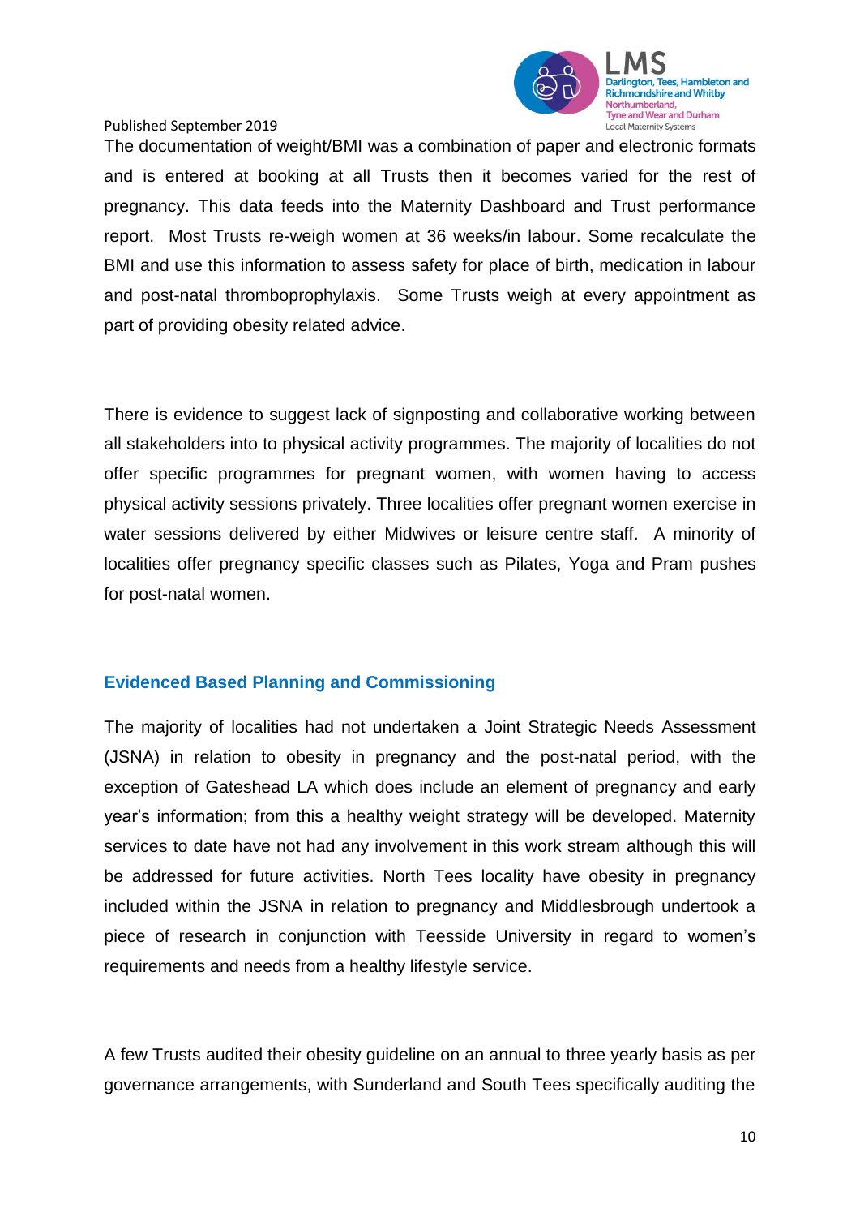The documentation of weight/BMI was a combination of paper and electronic formats and is entered at booking at all Trusts then it becomes varied for the rest of pregnancy. This data feeds into the Maternity Dashboard and Trust performance report. Most Trusts re-weigh women at 36 weeks/in labour. Some recalculate the BMI and use this information to assess safety for place of birth, medication in labour and post-natal thromboprophylaxis. Some Trusts weigh at every appointment as part of providing obesity related advice.

There is evidence to suggest lack of signposting and collaborative working between all stakeholders into to physical activity programmes. The majority of localities do not offer specific programmes for pregnant women, with women having to access physical activity sessions privately. Three localities offer pregnant women exercise in water sessions delivered by either Midwives or leisure centre staff. A minority of localities offer pregnancy specific classes such as Pilates, Yoga and Pram pushes for post-natal women.

## Evidenced Based Planning and Commissioning

The majority of localities had not undertaken a Joint Strategic Needs Assessment (JSNA) in relation to obesity in pregnancy and the post-natal period, with the exception of Gateshead LA which does include an element of pregnancy and early year's information; from this a healthy weight strategy will be developed. Maternity services to date have not had any involvement in this work stream although this will be addressed for future activities. North Tees locality have obesity in pregnancy included within the JSNA in relation to pregnancy and Middlesbrough undertook a piece of research in conjunction with Teesside University in regard to women's requirements and needs from a healthy lifestyle service.

A few Trusts audited their obesity guideline on an annual to three yearly basis as per governance arrangements, with Sunderland and South Tees specifically auditing the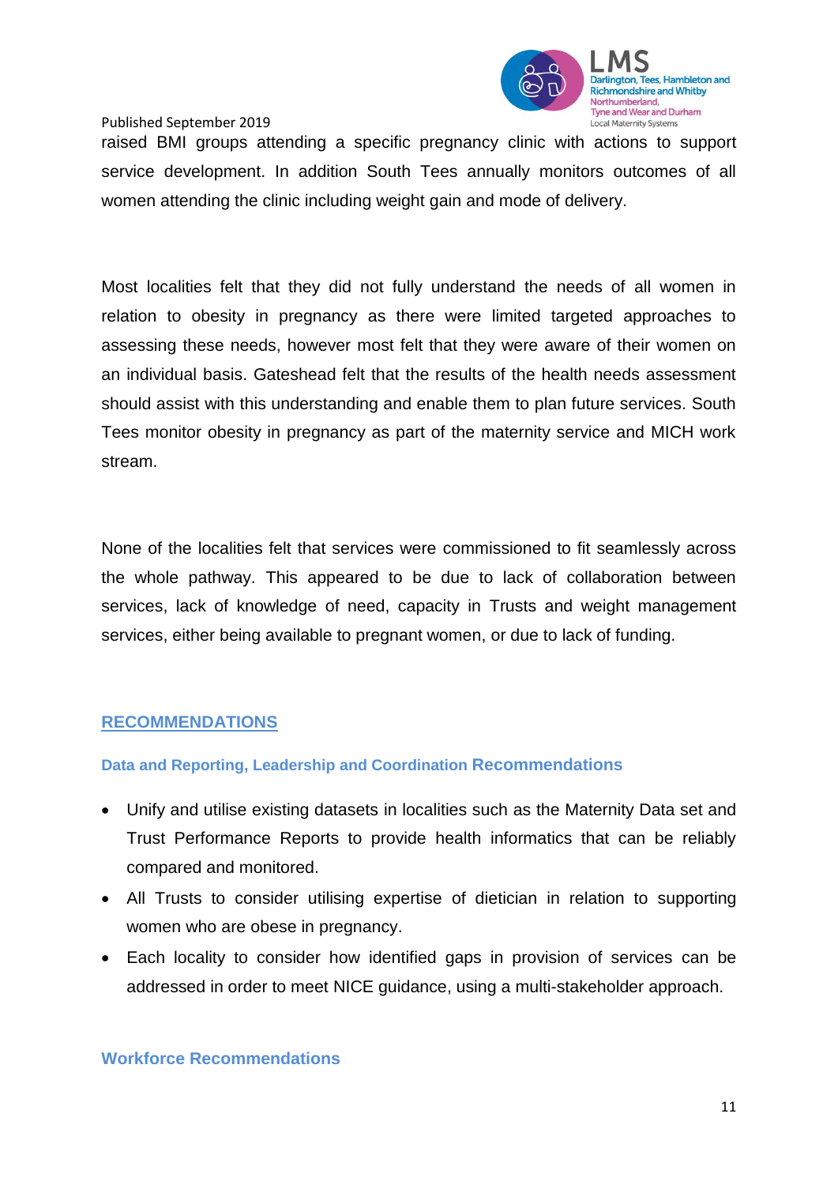raised BMI groups attending a specific pregnancy clinic with actions to support service development. In addition South Tees annually monitors outcomes of all women attending the clinic including weight gain and mode of delivery.

Most localities felt that they did not fully understand the needs of all women in relation to obesity in pregnancy as there were limited targeted approaches to assessing these needs, however most felt that they were aware of their women on an individual basis. Gateshead felt that the results of the health needs assessment should assist with this understanding and enable them to plan future services. South Tees monitor obesity in pregnancy as part of the maternity service and MICH work stream.

None of the localities felt that services were commissioned to fit seamlessly across the whole pathway. This appeared to be due to lack of collaboration between services, lack of knowledge of need, capacity in Trusts and weight management services, either being available to pregnant women, or due to lack of funding.

## RECOMMENDATIONS

### Data and Reporting, Leadership and Coordination Recommendations

- Unify and utilise existing datasets in localities such as the Maternity Data set and Trust Performance Reports to provide health informatics that can be reliably compared and monitored.
- All Trusts to consider utilising expertise of dietician in relation to supporting women who are obese in pregnancy.
- Each locality to consider how identified gaps in provision of services can be addressed in order to meet NICE guidance, using a multi-stakeholder approach.

### Workforce Recommendations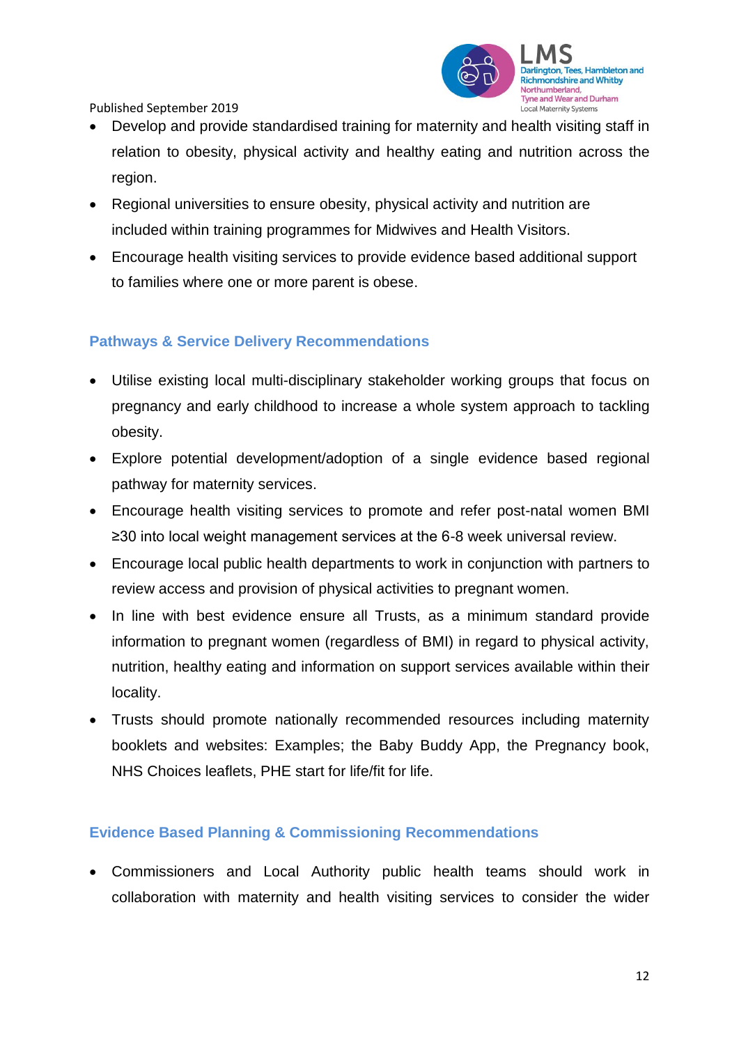- Develop and provide standardised training for maternity and health visiting staff in relation to obesity, physical activity and healthy eating and nutrition across the region.
- Regional universities to ensure obesity, physical activity and nutrition are included within training programmes for Midwives and Health Visitors.
- Encourage health visiting services to provide evidence based additional support to families where one or more parent is obese.

### Pathways & Service Delivery Recommendations

- Utilise existing local multi-disciplinary stakeholder working groups that focus on pregnancy and early childhood to increase a whole system approach to tackling obesity.
- Explore potential development/adoption of a single evidence based regional pathway for maternity services.
- Encourage health visiting services to promote and refer post-natal women BMI ≥30 into local weight management services at the 6-8 week universal review.
- Encourage local public health departments to work in conjunction with partners to review access and provision of physical activities to pregnant women.
- In line with best evidence ensure all Trusts, as a minimum standard provide information to pregnant women (regardless of BMI) in regard to physical activity, nutrition, healthy eating and information on support services available within their locality.
- Trusts should promote nationally recommended resources including maternity booklets and websites: Examples; the Baby Buddy App, the Pregnancy book, NHS Choices leaflets, PHE start for life/fit for life.

### Evidence Based Planning & Commissioning Recommendations

- Commissioners and Local Authority public health teams should work in collaboration with maternity and health visiting services to consider the wider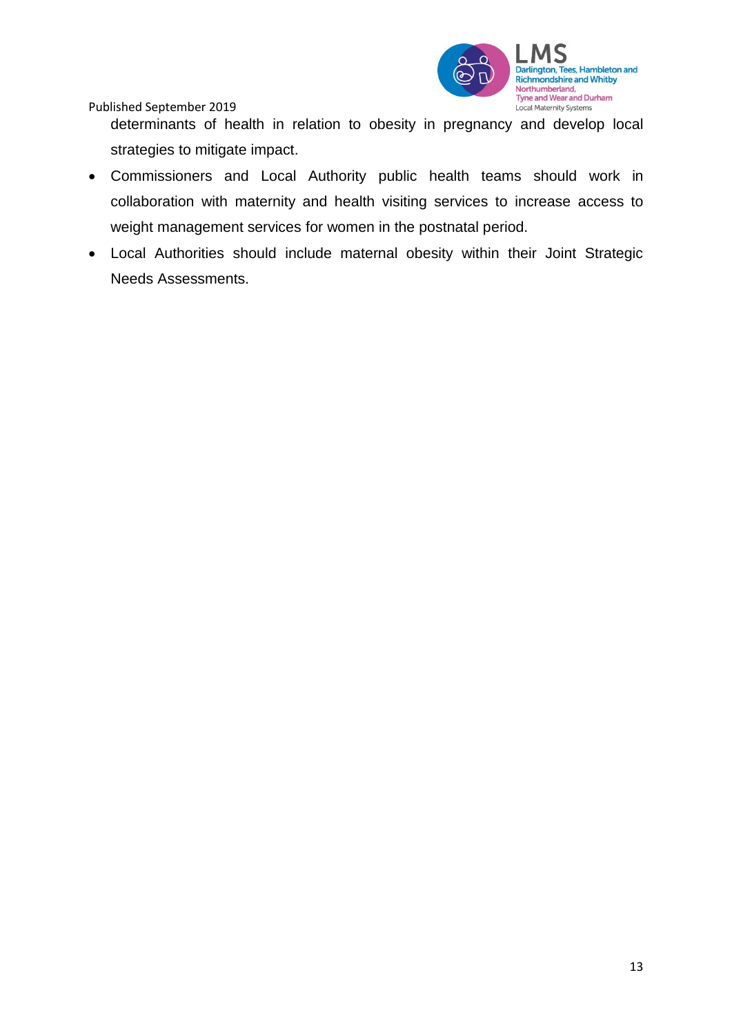determinants of health in relation to obesity in pregnancy and develop local strategies to mitigate impact.

- Commissioners and Local Authority public health teams should work in collaboration with maternity and health visiting services to increase access to weight management services for women in the postnatal period.
- Local Authorities should include maternal obesity within their Joint Strategic Needs Assessments.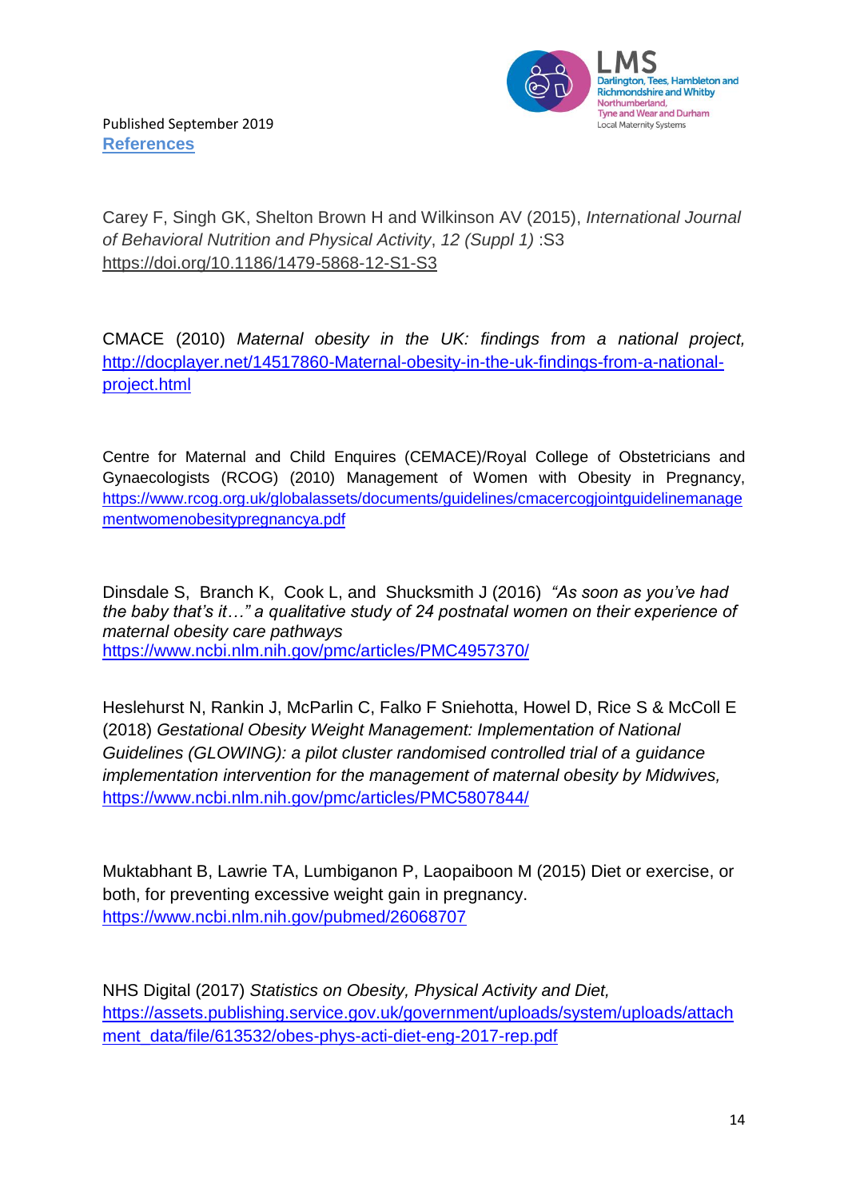Published September 2019

## References

Carey F, Singh GK, Shelton Brown H and Wilkinson AV (2015), *International Journal of Behavioral Nutrition and Physical Activity*, *12 (Suppl 1)* :S3 https://doi.org/10.1186/1479-5868-12-S1-S3

CMACE (2010) *Maternal obesity in the UK: findings from a national project,* http://docplayer.net/14517860-Maternal-obesity-in-the-uk-findings-from-a-national-project.html

Centre for Maternal and Child Enquires (CEMACE)/Royal College of Obstetricians and Gynaecologists (RCOG) (2010) Management of Women with Obesity in Pregnancy, https://www.rcog.org.uk/globalassets/documents/guidelines/cmacercogjointguidelinemanagementwomenobesitypregnancya.pdf

Dinsdale S, Branch K, Cook L, and Shucksmith J (2016) *"As soon as you've had the baby that's it…" a qualitative study of 24 postnatal women on their experience of maternal obesity care pathways* https://www.ncbi.nlm.nih.gov/pmc/articles/PMC4957370/

Heslehurst N, Rankin J, McParlin C, Falko F Sniehotta, Howel D, Rice S & McColl E (2018) *Gestational Obesity Weight Management: Implementation of National Guidelines (GLOWING): a pilot cluster randomised controlled trial of a guidance implementation intervention for the management of maternal obesity by Midwives,* https://www.ncbi.nlm.nih.gov/pmc/articles/PMC5807844/

Muktabhant B, Lawrie TA, Lumbiganon P, Laopaiboon M (2015) Diet or exercise, or both, for preventing excessive weight gain in pregnancy. https://www.ncbi.nlm.nih.gov/pubmed/26068707

NHS Digital (2017) *Statistics on Obesity, Physical Activity and Diet,* https://assets.publishing.service.gov.uk/government/uploads/system/uploads/attachment_data/file/613532/obes-phys-acti-diet-eng-2017-rep.pdf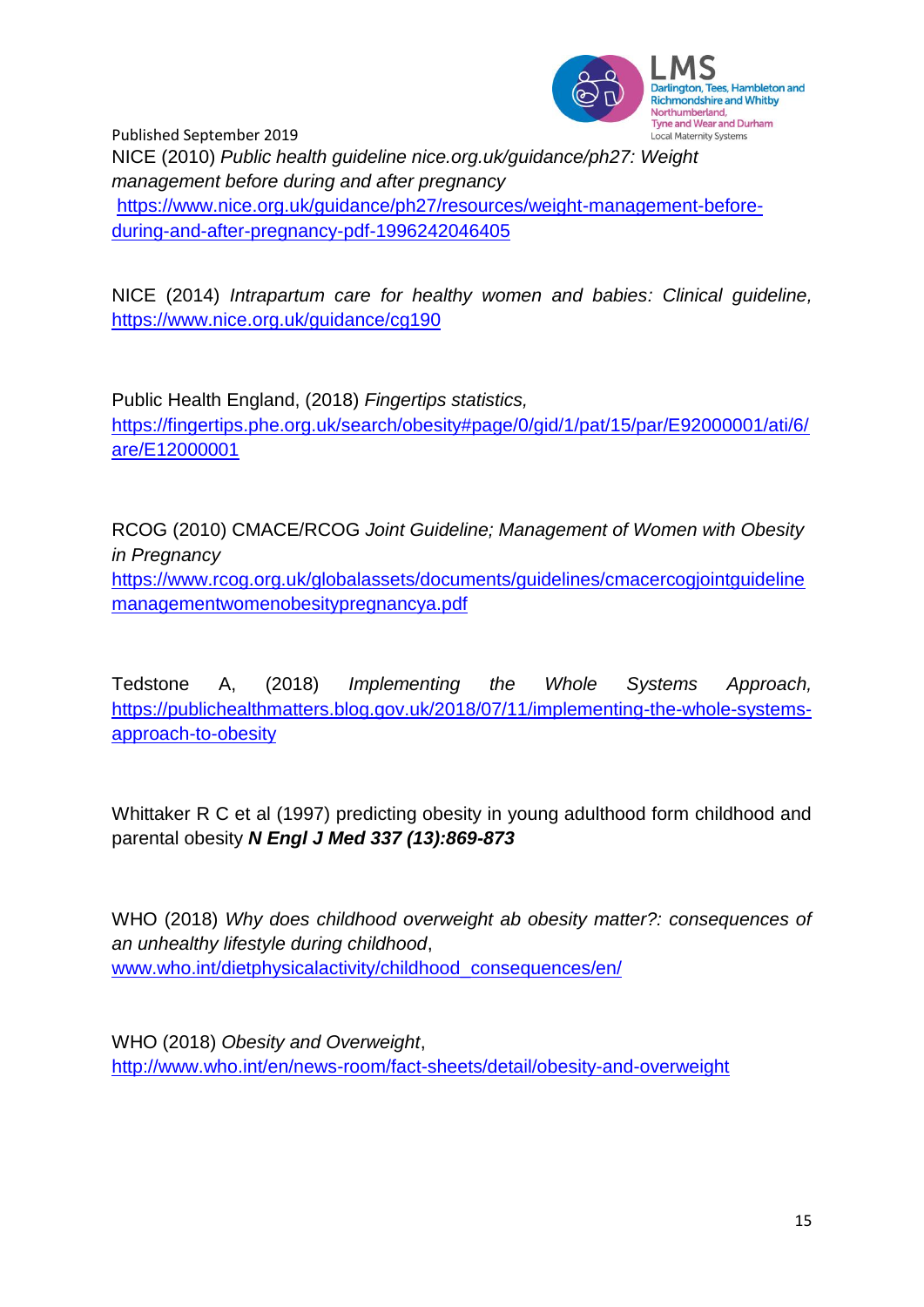NICE (2010) *Public health guideline nice.org.uk/guidance/ph27: Weight management before during and after pregnancy* https://www.nice.org.uk/guidance/ph27/resources/weight-management-before-during-and-after-pregnancy-pdf-1996242046405

NICE (2014) *Intrapartum care for healthy women and babies: Clinical guideline,* https://www.nice.org.uk/guidance/cg190

Public Health England, (2018) *Fingertips statistics,* https://fingertips.phe.org.uk/search/obesity#page/0/gid/1/pat/15/par/E92000001/ati/6/are/E12000001

RCOG (2010) CMACE/RCOG *Joint Guideline; Management of Women with Obesity in Pregnancy* https://www.rcog.org.uk/globalassets/documents/guidelines/cmacercogjointguidelinemanagementwomenobesitypregnancya.pdf

Tedstone A, (2018) *Implementing the Whole Systems Approach,* https://publichealthmatters.blog.gov.uk/2018/07/11/implementing-the-whole-systems-approach-to-obesity

Whittaker R C et al (1997) predicting obesity in young adulthood form childhood and parental obesity ***N Engl J Med 337 (13):869-873***

WHO (2018) *Why does childhood overweight ab obesity matter?: consequences of an unhealthy lifestyle during childhood*, www.who.int/dietphysicalactivity/childhood_consequences/en/

WHO (2018) *Obesity and Overweight*, http://www.who.int/en/news-room/fact-sheets/detail/obesity-and-overweight